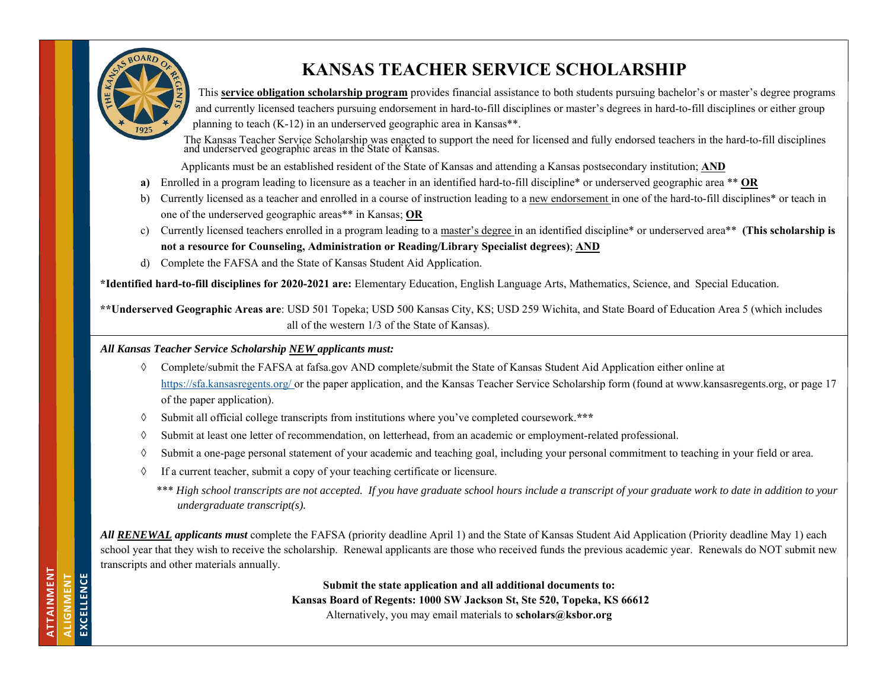# KANSAS TEACHER SERVICE SCHOLARSHIP

This **service obligation scholarship program** provides financial assistance to both students pursuing bachelor's or master's degree programs and currently licensed teachers pursuing endorsement in hard-to-fill disciplines or master's degrees in hard-to-fill disciplines or either group planning to teach (K-12) in an underserved geographic area in Kansas**.

The Kansas Teacher Service Scholarship was enacted to support the need for licensed and fully endorsed teachers in the hard-to-fill disciplines and underserved geographic areas in the State of Kansas.

Applicants must be an established resident of the State of Kansas and attending a Kansas postsecondary institution; **AND**

**a)** Enrolled in a program leading to licensure as a teacher in an identified hard-to-fill discipline* or underserved geographic area ** **OR**

b) Currently licensed as a teacher and enrolled in a course of instruction leading to a new endorsement in one of the hard-to-fill disciplines* or teach in one of the underserved geographic areas** in Kansas; **OR**

c) Currently licensed teachers enrolled in a program leading to a master's degree in an identified discipline* or underserved area** **(This scholarship is not a resource for Counseling, Administration or Reading/Library Specialist degrees)**; **AND**

d) Complete the FAFSA and the State of Kansas Student Aid Application.

**\*Identified hard-to-fill disciplines for 2020-2021 are:** Elementary Education, English Language Arts, Mathematics, Science, and Special Education.

**\*\*Underserved Geographic Areas are**: USD 501 Topeka; USD 500 Kansas City, KS; USD 259 Wichita, and State Board of Education Area 5 (which includes all of the western 1/3 of the State of Kansas).

***All Kansas Teacher Service Scholarship NEW applicants must:***

- ◊ Complete/submit the FAFSA at fafsa.gov AND complete/submit the State of Kansas Student Aid Application either online at https://sfa.kansasregents.org/ or the paper application, and the Kansas Teacher Service Scholarship form (found at www.kansasregents.org, or page 17 of the paper application).
- ◊ Submit all official college transcripts from institutions where you've completed coursework.***
- ◊ Submit at least one letter of recommendation, on letterhead, from an academic or employment-related professional.
- ◊ Submit a one-page personal statement of your academic and teaching goal, including your personal commitment to teaching in your field or area.
- ◊ If a current teacher, submit a copy of your teaching certificate or licensure.

*\*\*\* High school transcripts are not accepted. If you have graduate school hours include a transcript of your graduate work to date in addition to your undergraduate transcript(s).*

***All RENEWAL applicants must*** complete the FAFSA (priority deadline April 1) and the State of Kansas Student Aid Application (Priority deadline May 1) each school year that they wish to receive the scholarship. Renewal applicants are those who received funds the previous academic year. Renewals do NOT submit new transcripts and other materials annually.

**Submit the state application and all additional documents to:**
**Kansas Board of Regents: 1000 SW Jackson St, Ste 520, Topeka, KS 66612**
Alternatively, you may email materials to **scholars@ksbor.org**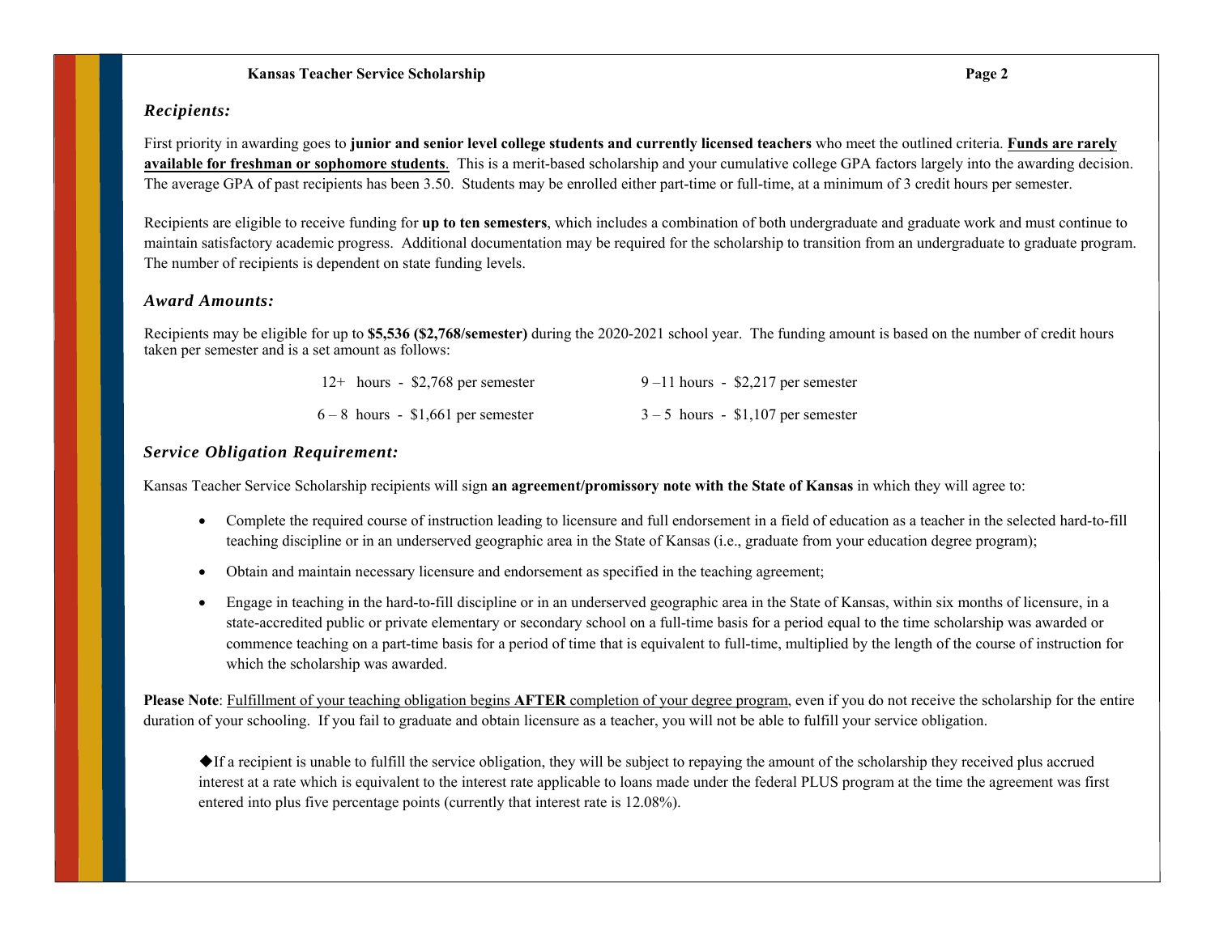### *Recipients:*

First priority in awarding goes to **junior and senior level college students and currently licensed teachers** who meet the outlined criteria. **<u>Funds are rarely available for freshman or sophomore students</u>**. This is a merit-based scholarship and your cumulative college GPA factors largely into the awarding decision. The average GPA of past recipients has been 3.50. Students may be enrolled either part-time or full-time, at a minimum of 3 credit hours per semester.

Recipients are eligible to receive funding for **up to ten semesters**, which includes a combination of both undergraduate and graduate work and must continue to maintain satisfactory academic progress. Additional documentation may be required for the scholarship to transition from an undergraduate to graduate program. The number of recipients is dependent on state funding levels.

### *Award Amounts:*

Recipients may be eligible for up to **$5,536 ($2,768/semester)** during the 2020-2021 school year. The funding amount is based on the number of credit hours taken per semester and is a set amount as follows:

| | |
|---|---|
| 12+ hours - $2,768 per semester | 9 –11 hours - $2,217 per semester |
| 6 – 8 hours - $1,661 per semester | 3 – 5 hours - $1,107 per semester |

### *Service Obligation Requirement:*

Kansas Teacher Service Scholarship recipients will sign **an agreement/promissory note with the State of Kansas** in which they will agree to:

- Complete the required course of instruction leading to licensure and full endorsement in a field of education as a teacher in the selected hard-to-fill teaching discipline or in an underserved geographic area in the State of Kansas (i.e., graduate from your education degree program);
- Obtain and maintain necessary licensure and endorsement as specified in the teaching agreement;
- Engage in teaching in the hard-to-fill discipline or in an underserved geographic area in the State of Kansas, within six months of licensure, in a state-accredited public or private elementary or secondary school on a full-time basis for a period equal to the time scholarship was awarded or commence teaching on a part-time basis for a period of time that is equivalent to full-time, multiplied by the length of the course of instruction for which the scholarship was awarded.

**Please Note**: <u>Fulfillment of your teaching obligation begins **AFTER** completion of your degree program</u>, even if you do not receive the scholarship for the entire duration of your schooling. If you fail to graduate and obtain licensure as a teacher, you will not be able to fulfill your service obligation.

◆If a recipient is unable to fulfill the service obligation, they will be subject to repaying the amount of the scholarship they received plus accrued interest at a rate which is equivalent to the interest rate applicable to loans made under the federal PLUS program at the time the agreement was first entered into plus five percentage points (currently that interest rate is 12.08%).